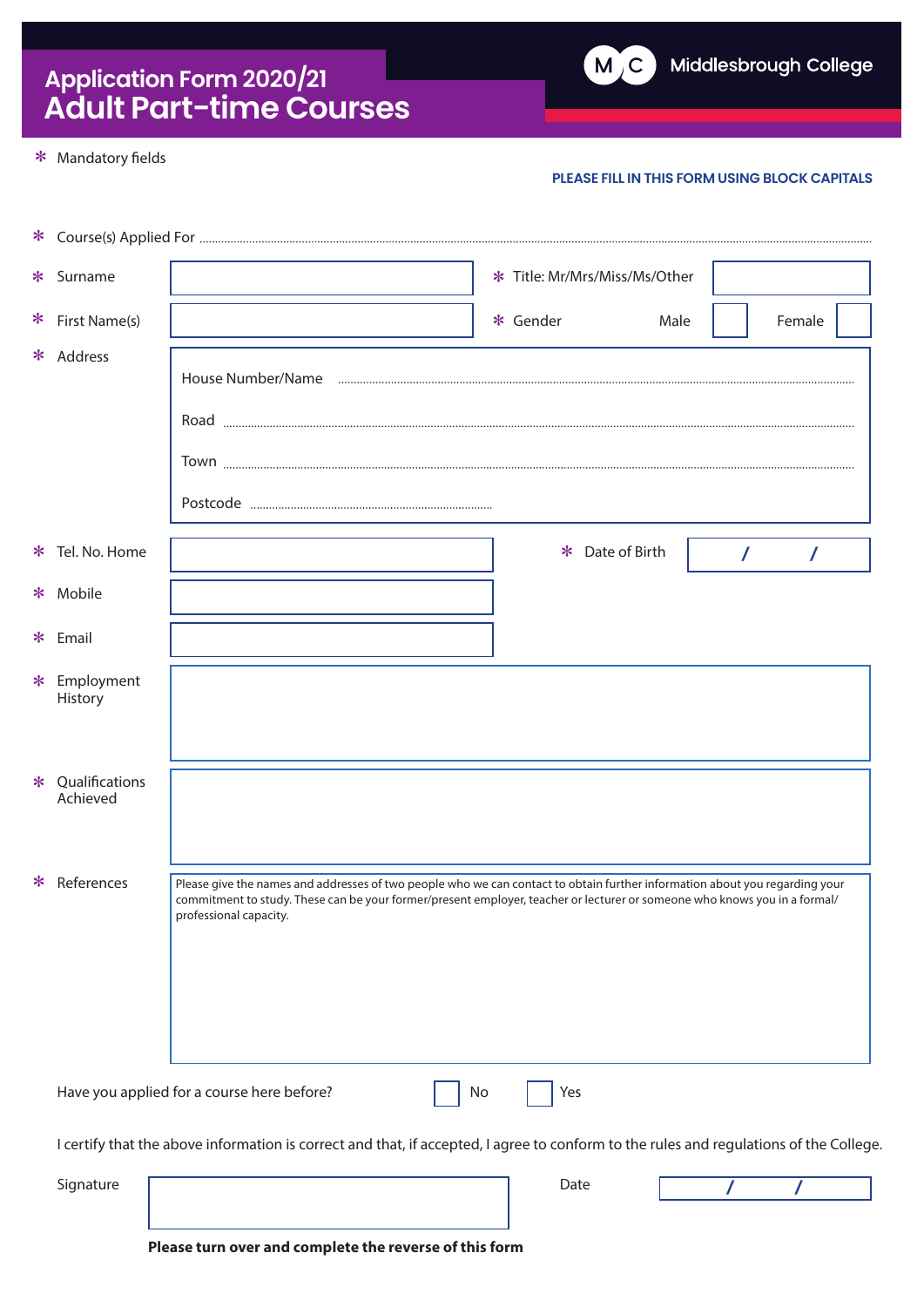# Application Form 2020/21
# Adult Part-time Courses

Middlesbrough College

* Mandatory fields

**PLEASE FILL IN THIS FORM USING BLOCK CAPITALS**

* Course(s) Applied For ..............................................................................................................

* Surname

* Title: Mr/Mrs/Miss/Ms/Other

* First Name(s)

* Gender Male Female

* Address

House Number/Name ..............................................................................................................

Road ..............................................................................................................

Town ..............................................................................................................

Postcode ..............................................................................................................

* Tel. No. Home

* Date of Birth / /

* Mobile

* Email

* Employment History

* Qualifications Achieved

* References

Please give the names and addresses of two people who we can contact to obtain further information about you regarding your commitment to study. These can be your former/present employer, teacher or lecturer or someone who knows you in a formal/professional capacity.

Have you applied for a course here before? No Yes

I certify that the above information is correct and that, if accepted, I agree to conform to the rules and regulations of the College.

Signature

Date / /

**Please turn over and complete the reverse of this form**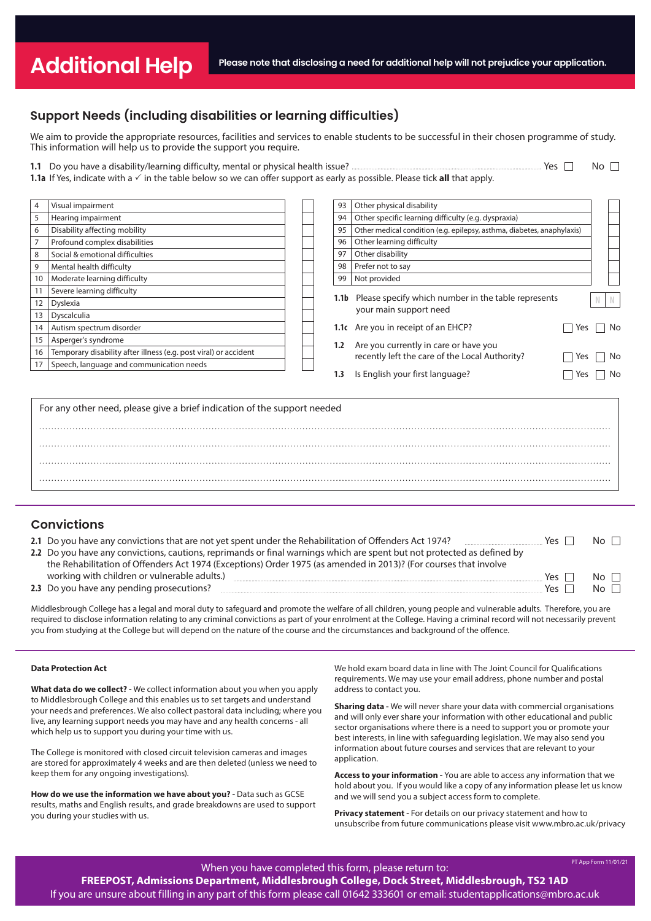# Additional Help

**Please note that disclosing a need for additional help will not prejudice your application.**

## Support Needs (including disabilities or learning difficulties)

We aim to provide the appropriate resources, facilities and services to enable students to be successful in their chosen programme of study. This information will help us to provide the support you require.

**1.1** Do you have a disability/learning difficulty, mental or physical health issue? ............ Yes ☐ No ☐

**1.1a** If Yes, indicate with a ✓ in the table below so we can offer support as early as possible. Please tick **all** that apply.

| | | |
|---|---|---|
| 4 | Visual impairment | ☐ |
| 5 | Hearing impairment | ☐ |
| 6 | Disability affecting mobility | ☐ |
| 7 | Profound complex disabilities | ☐ |
| 8 | Social & emotional difficulties | ☐ |
| 9 | Mental health difficulty | ☐ |
| 10 | Moderate learning difficulty | ☐ |
| 11 | Severe learning difficulty | ☐ |
| 12 | Dyslexia | ☐ |
| 13 | Dyscalculia | ☐ |
| 14 | Autism spectrum disorder | ☐ |
| 15 | Asperger's syndrome | ☐ |
| 16 | Temporary disability after illness (e.g. post viral) or accident | ☐ |
| 17 | Speech, language and communication needs | ☐ |
| 93 | Other physical disability | ☐ |
| 94 | Other specific learning difficulty (e.g. dyspraxia) | ☐ |
| 95 | Other medical condition (e.g. epilepsy, asthma, diabetes, anaphylaxis) | ☐ |
| 96 | Other learning difficulty | ☐ |
| 97 | Other disability | ☐ |
| 98 | Prefer not to say | ☐ |
| 99 | Not provided | ☐ |

**1.1b** Please specify which number in the table represents your main support need N N

**1.1c** Are you in receipt of an EHCP? ☐ Yes ☐ No

**1.2** Are you currently in care or have you recently left the care of the Local Authority? ☐ Yes ☐ No

**1.3** Is English your first language? ☐ Yes ☐ No

For any other need, please give a brief indication of the support needed

..............................................................................................................................................................

..............................................................................................................................................................

..............................................................................................................................................................

..............................................................................................................................................................

## Convictions

**2.1** Do you have any convictions that are not yet spent under the Rehabilitation of Offenders Act 1974? ............ Yes ☐ No ☐

**2.2** Do you have any convictions, cautions, reprimands or final warnings which are spent but not protected as defined by the Rehabilitation of Offenders Act 1974 (Exceptions) Order 1975 (as amended in 2013)? (For courses that involve working with children or vulnerable adults.) ............ Yes ☐ No ☐

**2.3** Do you have any pending prosecutions? ............ Yes ☐ No ☐

Middlesbrough College has a legal and moral duty to safeguard and promote the welfare of all children, young people and vulnerable adults. Therefore, you are required to disclose information relating to any criminal convictions as part of your enrolment at the College. Having a criminal record will not necessarily prevent you from studying at the College but will depend on the nature of the course and the circumstances and background of the offence.

**Data Protection Act**

**What data do we collect? -** We collect information about you when you apply to Middlesbrough College and this enables us to set targets and understand your needs and preferences. We also collect pastoral data including; where you live, any learning support needs you may have and any health concerns - all which help us to support you during your time with us.

The College is monitored with closed circuit television cameras and images are stored for approximately 4 weeks and are then deleted (unless we need to keep them for any ongoing investigations).

**How do we use the information we have about you? -** Data such as GCSE results, maths and English results, and grade breakdowns are used to support you during your studies with us.

We hold exam board data in line with The Joint Council for Qualifications requirements. We may use your email address, phone number and postal address to contact you.

**Sharing data -** We will never share your data with commercial organisations and will only ever share your information with other educational and public sector organisations where there is a need to support you or promote your best interests, in line with safeguarding legislation. We may also send you information about future courses and services that are relevant to your application.

**Access to your information -** You are able to access any information that we hold about you. If you would like a copy of any information please let us know and we will send you a subject access form to complete.

**Privacy statement -** For details on our privacy statement and how to unsubscribe from future communications please visit www.mbro.ac.uk/privacy

When you have completed this form, please return to:
**FREEPOST, Admissions Department, Middlesbrough College, Dock Street, Middlesbrough, TS2 1AD**
If you are unsure about filling in any part of this form please call 01642 333601 or email: studentapplications@mbro.ac.uk

PT App Form 11/01/21